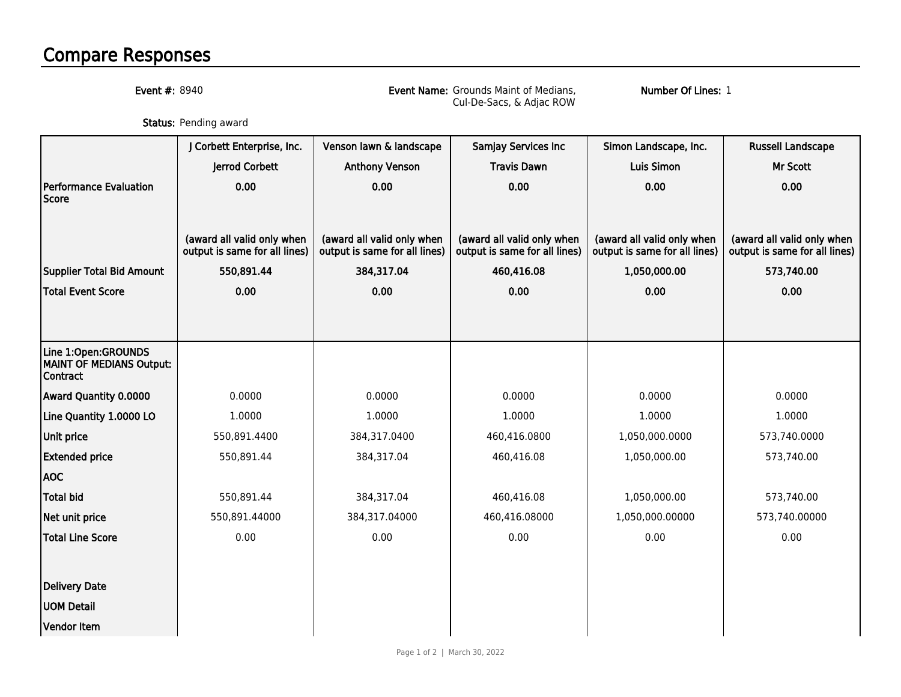# Compare Responses

**Event #:** 8940

**Event Name:** Grounds Maint of Medians, Cul-De-Sacs, & Adjac ROW

**Number Of Lines:** 1

**Status:** Pending award

| | J Corbett Enterprise, Inc. | Venson lawn & landscape | Samjay Services Inc | Simon Landscape, Inc. | Russell Landscape |
|---|---|---|---|---|---|
| | Jerrod Corbett | Anthony Venson | Travis Dawn | Luis Simon | Mr Scott |
| **Performance Evaluation Score** | **0.00** | **0.00** | **0.00** | **0.00** | **0.00** |
| | **(award all valid only when output is same for all lines)** | **(award all valid only when output is same for all lines)** | **(award all valid only when output is same for all lines)** | **(award all valid only when output is same for all lines)** | **(award all valid only when output is same for all lines)** |
| **Supplier Total Bid Amount** | **550,891.44** | **384,317.04** | **460,416.08** | **1,050,000.00** | **573,740.00** |
| **Total Event Score** | **0.00** | **0.00** | **0.00** | **0.00** | **0.00** |
| **Line 1:Open:GROUNDS MAINT OF MEDIANS Output: Contract** | | | | | |
| **Award Quantity 0.0000** | 0.0000 | 0.0000 | 0.0000 | 0.0000 | 0.0000 |
| **Line Quantity 1.0000 LO** | 1.0000 | 1.0000 | 1.0000 | 1.0000 | 1.0000 |
| **Unit price** | 550,891.4400 | 384,317.0400 | 460,416.0800 | 1,050,000.0000 | 573,740.0000 |
| **Extended price** | 550,891.44 | 384,317.04 | 460,416.08 | 1,050,000.00 | 573,740.00 |
| **AOC** | | | | | |
| **Total bid** | 550,891.44 | 384,317.04 | 460,416.08 | 1,050,000.00 | 573,740.00 |
| **Net unit price** | 550,891.44000 | 384,317.04000 | 460,416.08000 | 1,050,000.00000 | 573,740.00000 |
| **Total Line Score** | 0.00 | 0.00 | 0.00 | 0.00 | 0.00 |
| **Delivery Date** | | | | | |
| **UOM Detail** | | | | | |
| **Vendor Item** | | | | | |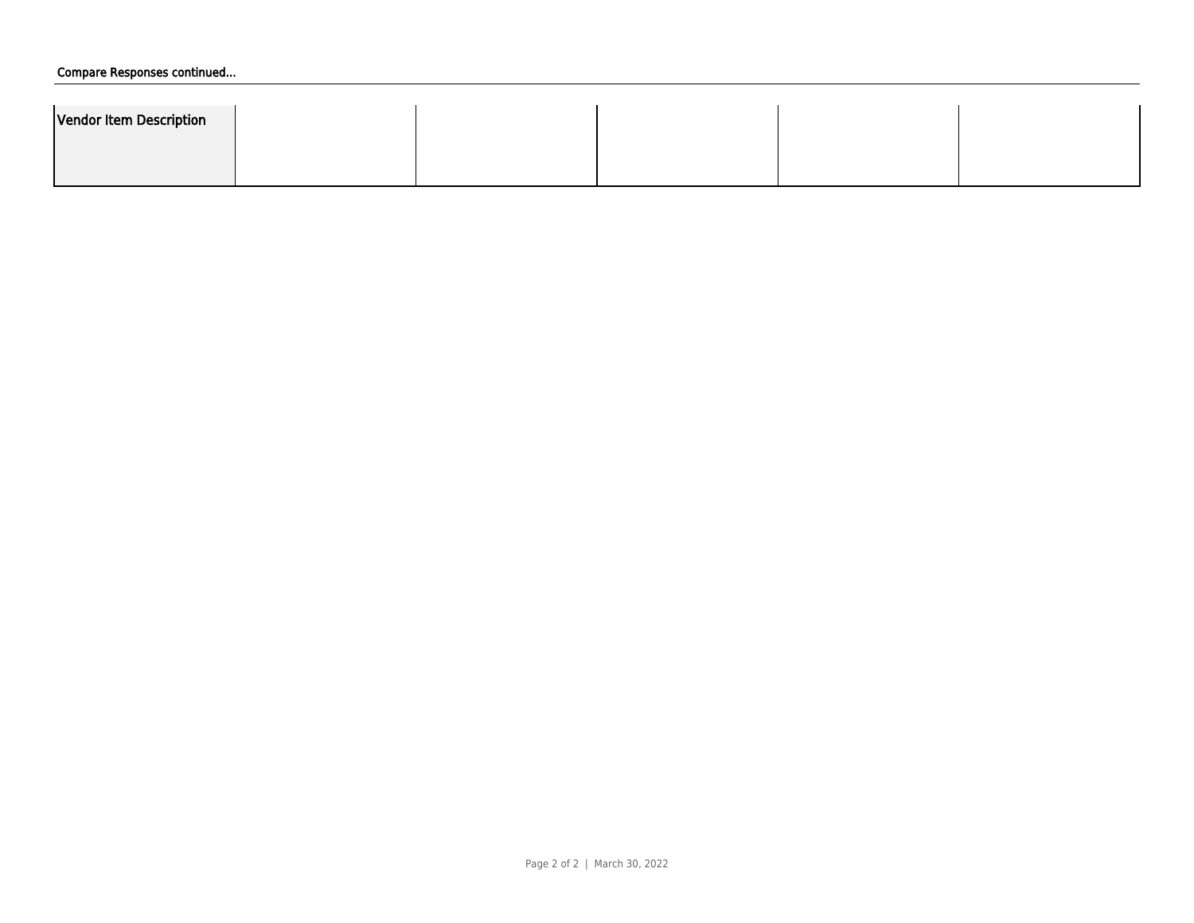Compare Responses continued...

| | | | | | |
|---|---|---|---|---|---|
| Vendor Item Description | | | | | |